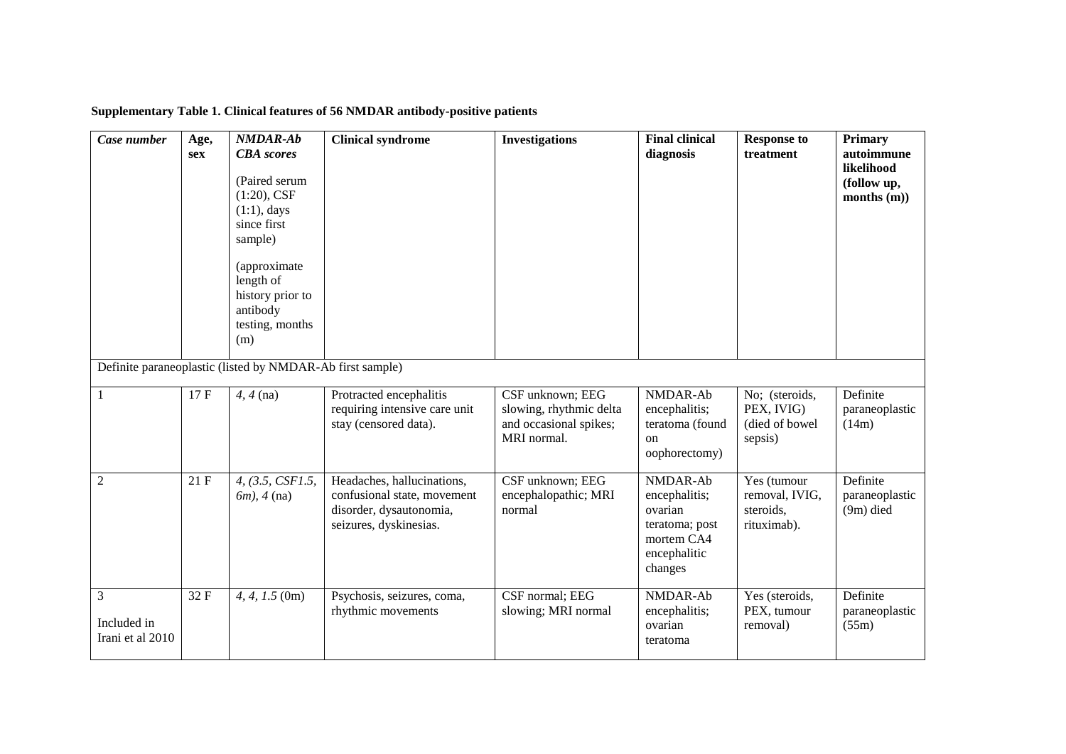**Supplementary Table 1. Clinical features of 56 NMDAR antibody-positive patients**

| *Case number* | Age, sex | *NMDAR-Ab CBA scores* (Paired serum (1:20), CSF (1:1), days since first sample) (approximate length of history prior to antibody testing, months (m)) | Clinical syndrome | Investigations | Final clinical diagnosis | Response to treatment | Primary autoimmune likelihood (follow up, months (m)) |
|---|---|---|---|---|---|---|---|
| Definite paraneoplastic (listed by NMDAR-Ab first sample) | | | | | | | |
| 1 | 17 F | *4, 4* (na) | Protracted encephalitis requiring intensive care unit stay (censored data). | CSF unknown; EEG slowing, rhythmic delta and occasional spikes; MRI normal. | NMDAR-Ab encephalitis; teratoma (found on oophorectomy) | No; (steroids, PEX, IVIG) (died of bowel sepsis) | Definite paraneoplastic (14m) |
| 2 | 21 F | *4, (3.5, CSF1.5, 6m), 4* (na) | Headaches, hallucinations, confusional state, movement disorder, dysautonomia, seizures, dyskinesias. | CSF unknown; EEG encephalopathic; MRI normal | NMDAR-Ab encephalitis; ovarian teratoma; post mortem CA4 encephalitic changes | Yes (tumour removal, IVIG, steroids, rituximab). | Definite paraneoplastic (9m) died |
| 3<br>Included in Irani et al 2010 | 32 F | *4, 4, 1.5* (0m) | Psychosis, seizures, coma, rhythmic movements | CSF normal; EEG slowing; MRI normal | NMDAR-Ab encephalitis; ovarian teratoma | Yes (steroids, PEX, tumour removal) | Definite paraneoplastic (55m) |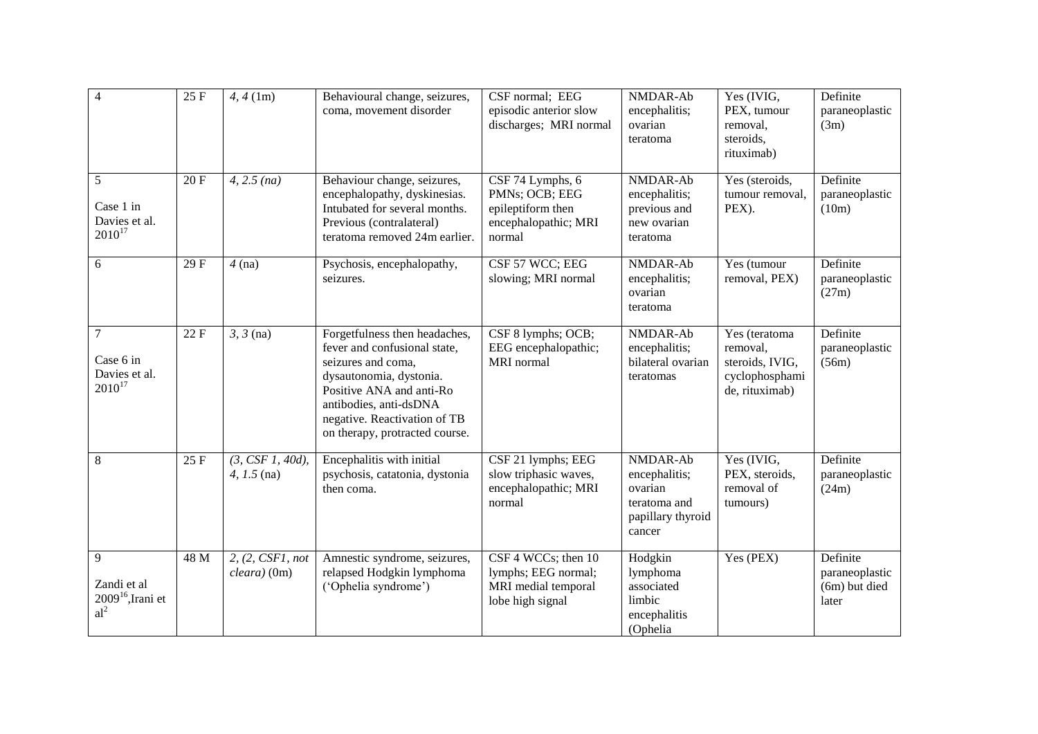| 4 | 25 F | *4, 4* (1m) | Behavioural change, seizures, coma, movement disorder | CSF normal; EEG episodic anterior slow discharges; MRI normal | NMDAR-Ab encephalitis; ovarian teratoma | Yes (IVIG, PEX, tumour removal, steroids, rituximab) | Definite paraneoplastic (3m) |
|---|---|---|---|---|---|---|---|
| 5<br><br>Case 1 in Davies et al. 2010[17] | 20 F | *4, 2.5 (na)* | Behaviour change, seizures, encephalopathy, dyskinesias. Intubated for several months. Previous (contralateral) teratoma removed 24m earlier. | CSF 74 Lymphs, 6 PMNs; OCB; EEG epileptiform then encephalopathic; MRI normal | NMDAR-Ab encephalitis; previous and new ovarian teratoma | Yes (steroids, tumour removal, PEX). | Definite paraneoplastic (10m) |
| 6 | 29 F | *4* (na) | Psychosis, encephalopathy, seizures. | CSF 57 WCC; EEG slowing; MRI normal | NMDAR-Ab encephalitis; ovarian teratoma | Yes (tumour removal, PEX) | Definite paraneoplastic (27m) |
| 7<br><br>Case 6 in Davies et al. 2010[17] | 22 F | *3, 3* (na) | Forgetfulness then headaches, fever and confusional state, seizures and coma, dysautonomia, dystonia. Positive ANA and anti-Ro antibodies, anti-dsDNA negative. Reactivation of TB on therapy, protracted course. | CSF 8 lymphs; OCB; EEG encephalopathic; MRI normal | NMDAR-Ab encephalitis; bilateral ovarian teratomas | Yes (teratoma removal, steroids, IVIG, cyclophosphamide, rituximab) | Definite paraneoplastic (56m) |
| 8 | 25 F | *(3, CSF 1, 40d), 4, 1.5* (na) | Encephalitis with initial psychosis, catatonia, dystonia then coma. | CSF 21 lymphs; EEG slow triphasic waves, encephalopathic; MRI normal | NMDAR-Ab encephalitis; ovarian teratoma and papillary thyroid cancer | Yes (IVIG, PEX, steroids, removal of tumours) | Definite paraneoplastic (24m) |
| 9<br><br>Zandi et al 2009[16], Irani et al[2] | 48 M | *2, (2, CSF1, not cleara)* (0m) | Amnestic syndrome, seizures, relapsed Hodgkin lymphoma ('Ophelia syndrome') | CSF 4 WCCs; then 10 lymphs; EEG normal; MRI medial temporal lobe high signal | Hodgkin lymphoma associated limbic encephalitis (Ophelia | Yes (PEX) | Definite paraneoplastic (6m) but died later |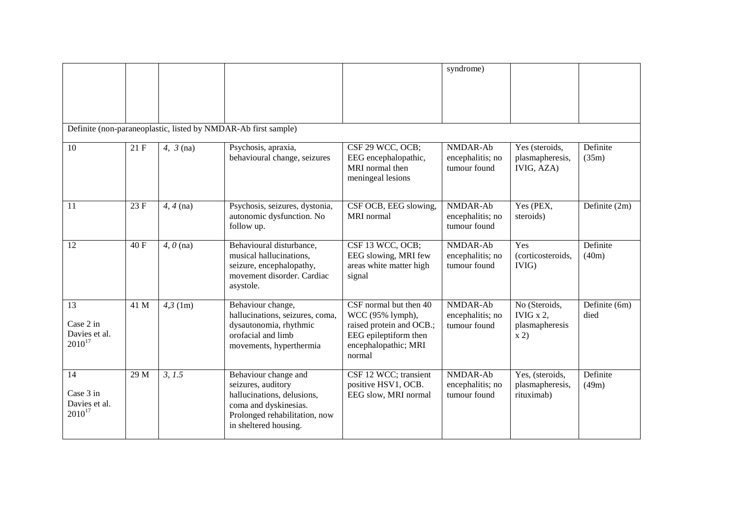| | | | | | | | |
|---|---|---|---|---|---|---|---|
| | | | | | syndrome) | | |
| Definite (non-paraneoplastic, listed by NMDAR-Ab first sample) | | | | | | | |
| 10 | 21 F | *4, 3* (na) | Psychosis, apraxia, behavioural change, seizures | CSF 29 WCC, OCB; EEG encephalopathic, MRI normal then meningeal lesions | NMDAR-Ab encephalitis; no tumour found | Yes (steroids, plasmapheresis, IVIG, AZA) | Definite (35m) |
| 11 | 23 F | *4, 4* (na) | Psychosis, seizures, dystonia, autonomic dysfunction. No follow up. | CSF OCB, EEG slowing, MRI normal | NMDAR-Ab encephalitis; no tumour found | Yes (PEX, steroids) | Definite (2m) |
| 12 | 40 F | *4, 0* (na) | Behavioural disturbance, musical hallucinations, seizure, encephalopathy, movement disorder. Cardiac asystole. | CSF 13 WCC, OCB; EEG slowing, MRI few areas white matter high signal | NMDAR-Ab encephalitis; no tumour found | Yes (corticosteroids, IVIG) | Definite (40m) |
| 13 Case 2 in Davies et al. 2010[17] | 41 M | *4,3* (1m) | Behaviour change, hallucinations, seizures, coma, dysautonomia, rhythmic orofacial and limb movements, hyperthermia | CSF normal but then 40 WCC (95% lymph), raised protein and OCB.; EEG epileptiform then encephalopathic; MRI normal | NMDAR-Ab encephalitis; no tumour found | No (Steroids, IVIG x 2, plasmapheresis x 2) | Definite (6m) died |
| 14 Case 3 in Davies et al. 2010[17] | 29 M | *3, 1.5* | Behaviour change and seizures, auditory hallucinations, delusions, coma and dyskinesias. Prolonged rehabilitation, now in sheltered housing. | CSF 12 WCC; transient positive HSV1, OCB. EEG slow, MRI normal | NMDAR-Ab encephalitis; no tumour found | Yes, (steroids, plasmapheresis, rituximab) | Definite (49m) |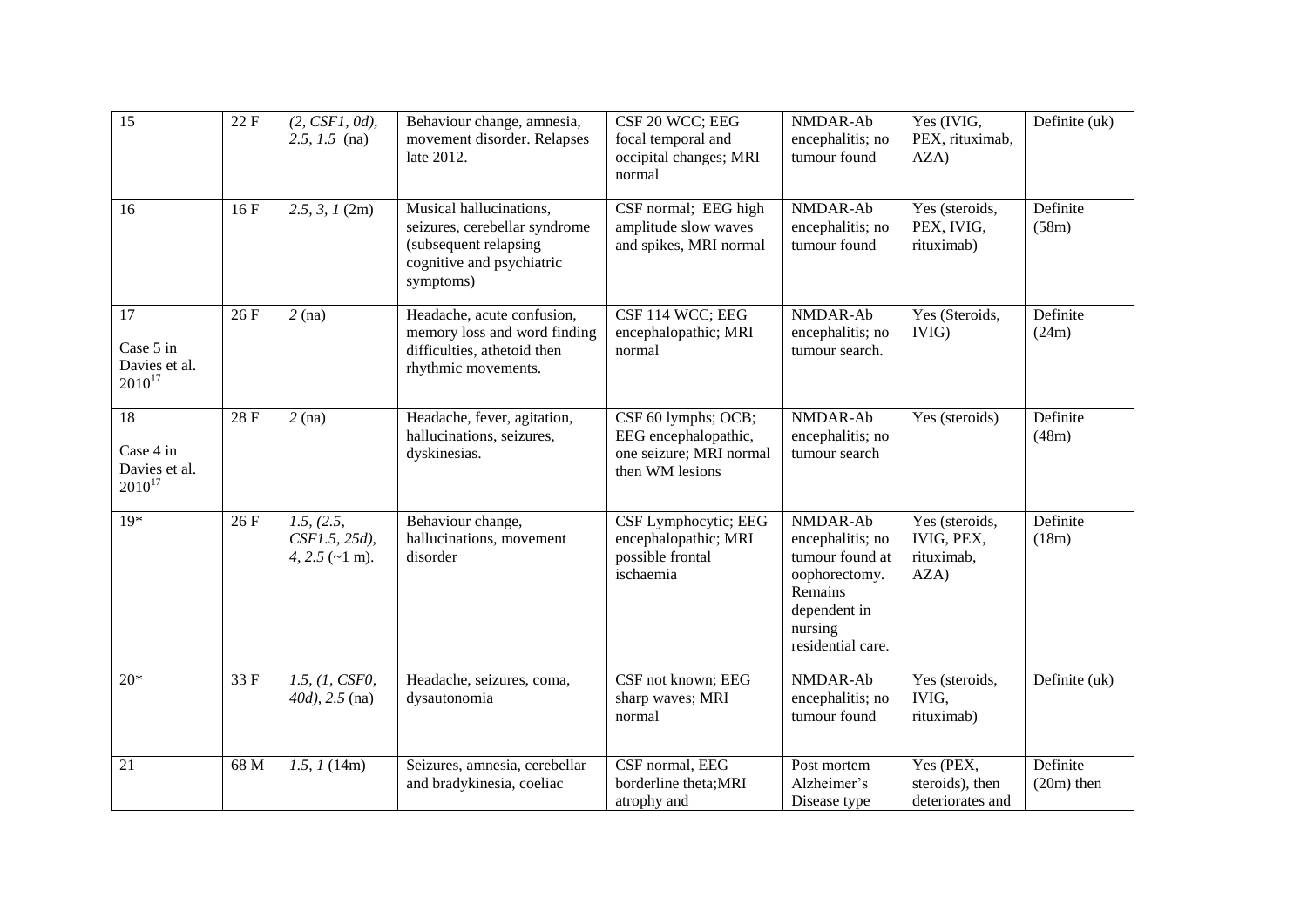| 15 | 22 F | *(2, CSF1, 0d), 2.5, 1.5* (na) | Behaviour change, amnesia, movement disorder. Relapses late 2012. | CSF 20 WCC; EEG focal temporal and occipital changes; MRI normal | NMDAR-Ab encephalitis; no tumour found | Yes (IVIG, PEX, rituximab, AZA) | Definite (uk) |
|---|---|---|---|---|---|---|---|
| 16 | 16 F | *2.5, 3, 1* (2m) | Musical hallucinations, seizures, cerebellar syndrome (subsequent relapsing cognitive and psychiatric symptoms) | CSF normal; EEG high amplitude slow waves and spikes, MRI normal | NMDAR-Ab encephalitis; no tumour found | Yes (steroids, PEX, IVIG, rituximab) | Definite (58m) |
| 17 Case 5 in Davies et al. 2010[17] | 26 F | *2* (na) | Headache, acute confusion, memory loss and word finding difficulties, athetoid then rhythmic movements. | CSF 114 WCC; EEG encephalopathic; MRI normal | NMDAR-Ab encephalitis; no tumour search. | Yes (Steroids, IVIG) | Definite (24m) |
| 18 Case 4 in Davies et al. 2010[17] | 28 F | *2* (na) | Headache, fever, agitation, hallucinations, seizures, dyskinesias. | CSF 60 lymphs; OCB; EEG encephalopathic, one seizure; MRI normal then WM lesions | NMDAR-Ab encephalitis; no tumour search | Yes (steroids) | Definite (48m) |
| 19* | 26 F | *1.5, (2.5, CSF1.5, 25d), 4, 2.5* (~1 m). | Behaviour change, hallucinations, movement disorder | CSF Lymphocytic; EEG encephalopathic; MRI possible frontal ischaemia | NMDAR-Ab encephalitis; no tumour found at oophorectomy. Remains dependent in nursing residential care. | Yes (steroids, IVIG, PEX, rituximab, AZA) | Definite (18m) |
| 20* | 33 F | *1.5, (1, CSF0, 40d), 2.5* (na) | Headache, seizures, coma, dysautonomia | CSF not known; EEG sharp waves; MRI normal | NMDAR-Ab encephalitis; no tumour found | Yes (steroids, IVIG, rituximab) | Definite (uk) |
| 21 | 68 M | *1.5, 1* (14m) | Seizures, amnesia, cerebellar and bradykinesia, coeliac | CSF normal, EEG borderline theta;MRI atrophy and | Post mortem Alzheimer's Disease type | Yes (PEX, steroids), then deteriorates and | Definite (20m) then |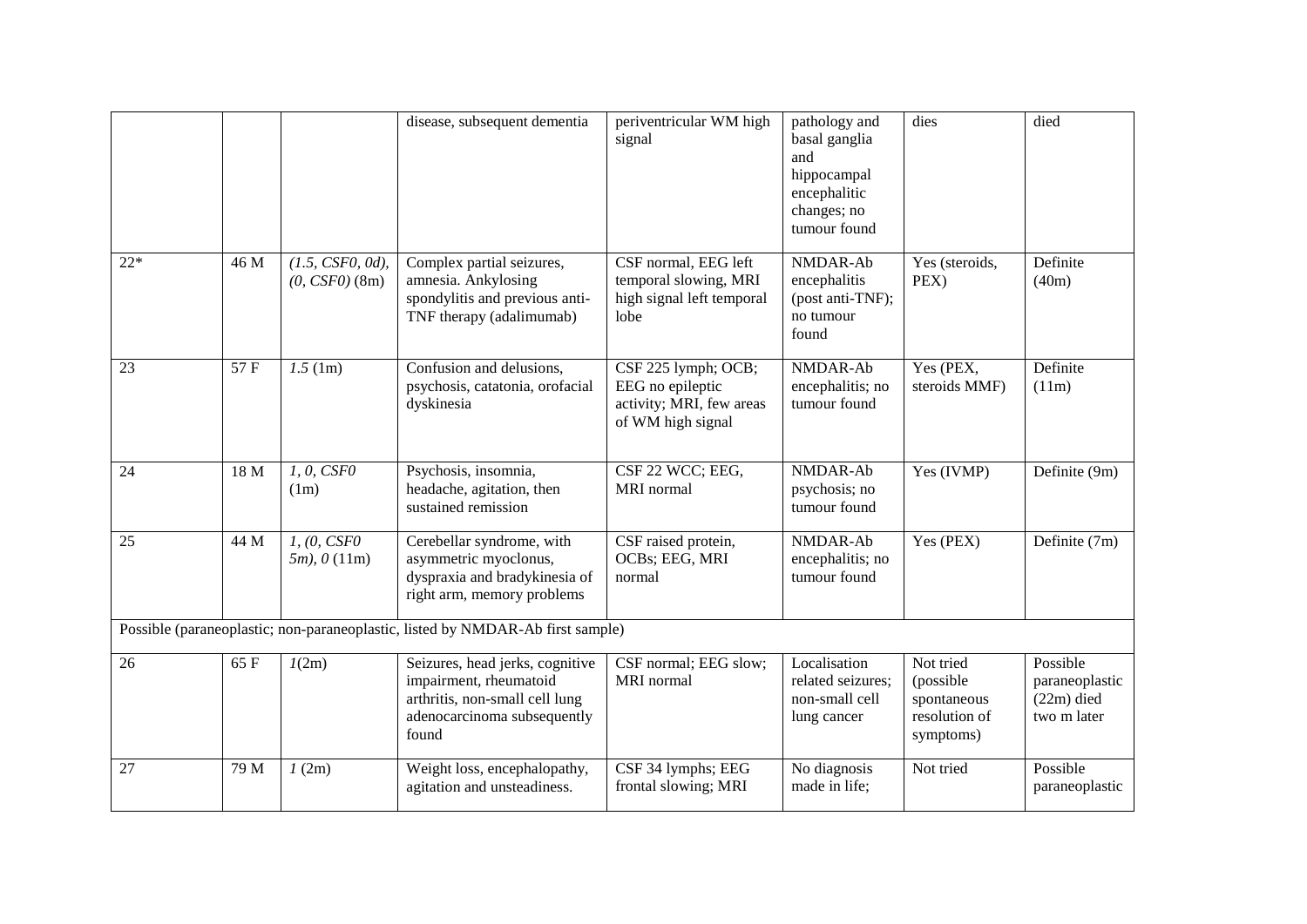| | | | | | | | |
|---|---|---|---|---|---|---|---|
| | | | disease, subsequent dementia | periventricular WM high signal | pathology and basal ganglia and hippocampal encephalitic changes; no tumour found | dies | died |
| 22* | 46 M | *(1.5, CSF0, 0d), (0, CSF0)* (8m) | Complex partial seizures, amnesia. Ankylosing spondylitis and previous anti-TNF therapy (adalimumab) | CSF normal, EEG left temporal slowing, MRI high signal left temporal lobe | NMDAR-Ab encephalitis (post anti-TNF); no tumour found | Yes (steroids, PEX) | Definite (40m) |
| 23 | 57 F | *1.5* (1m) | Confusion and delusions, psychosis, catatonia, orofacial dyskinesia | CSF 225 lymph; OCB; EEG no epileptic activity; MRI, few areas of WM high signal | NMDAR-Ab encephalitis; no tumour found | Yes (PEX, steroids MMF) | Definite (11m) |
| 24 | 18 M | *1, 0, CSF0* (1m) | Psychosis, insomnia, headache, agitation, then sustained remission | CSF 22 WCC; EEG, MRI normal | NMDAR-Ab psychosis; no tumour found | Yes (IVMP) | Definite (9m) |
| 25 | 44 M | *1, (0, CSF0 5m), 0* (11m) | Cerebellar syndrome, with asymmetric myoclonus, dyspraxia and bradykinesia of right arm, memory problems | CSF raised protein, OCBs; EEG, MRI normal | NMDAR-Ab encephalitis; no tumour found | Yes (PEX) | Definite (7m) |
| Possible (paraneoplastic; non-paraneoplastic, listed by NMDAR-Ab first sample) | | | | | | | |
| 26 | 65 F | *1*(2m) | Seizures, head jerks, cognitive impairment, rheumatoid arthritis, non-small cell lung adenocarcinoma subsequently found | CSF normal; EEG slow; MRI normal | Localisation related seizures; non-small cell lung cancer | Not tried (possible spontaneous resolution of symptoms) | Possible paraneoplastic (22m) died two m later |
| 27 | 79 M | *1* (2m) | Weight loss, encephalopathy, agitation and unsteadiness. | CSF 34 lymphs; EEG frontal slowing; MRI | No diagnosis made in life; | Not tried | Possible paraneoplastic |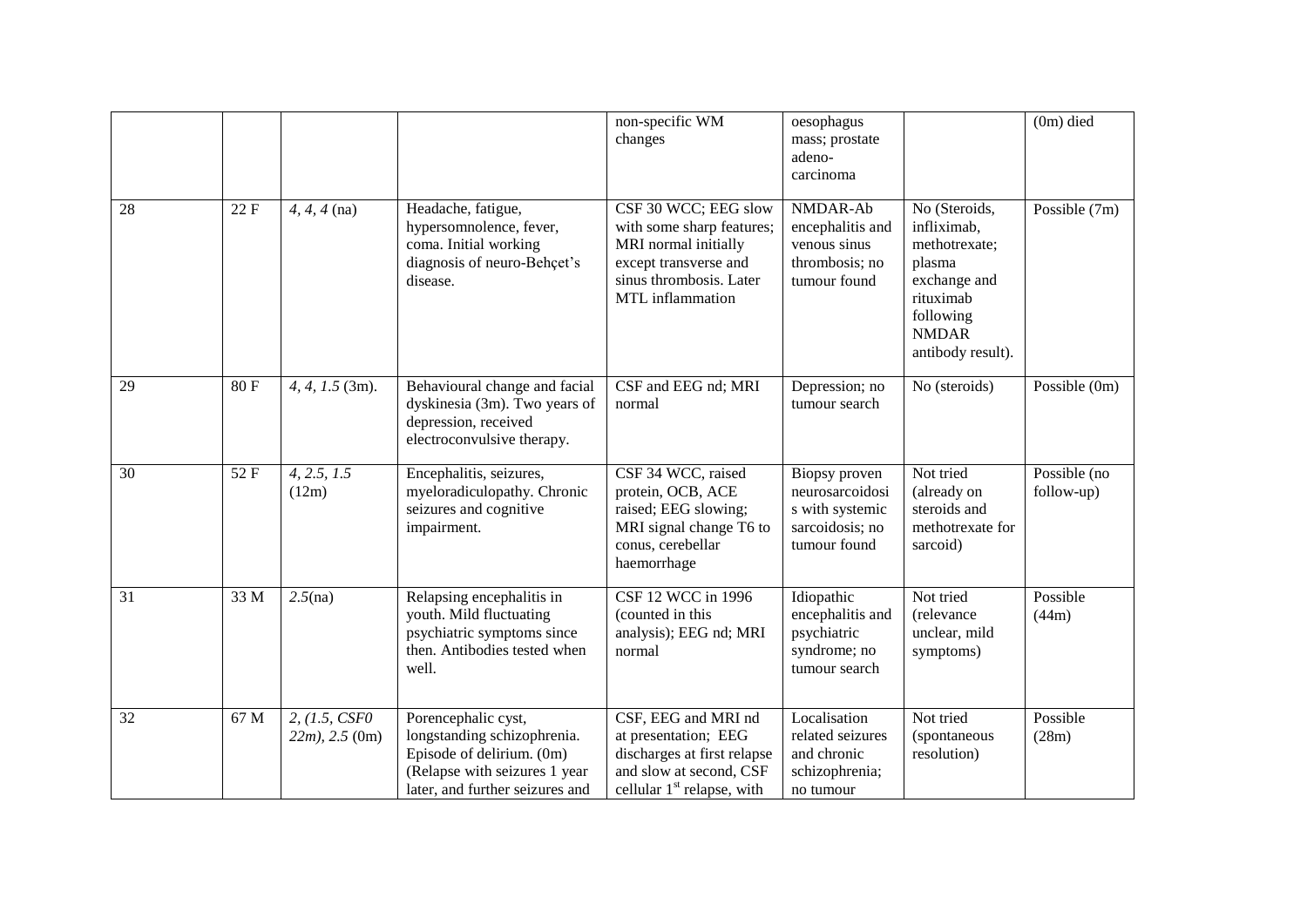| | | | | non-specific WM changes | oesophagus mass; prostate adeno-carcinoma | | (0m) died |
|---|---|---|---|---|---|---|---|
| 28 | 22 F | *4, 4, 4* (na) | Headache, fatigue, hypersomnolence, fever, coma. Initial working diagnosis of neuro-Behçet's disease. | CSF 30 WCC; EEG slow with some sharp features; MRI normal initially except transverse and sinus thrombosis. Later MTL inflammation | NMDAR-Ab encephalitis and venous sinus thrombosis; no tumour found | No (Steroids, infliximab, methotrexate; plasma exchange and rituximab following NMDAR antibody result). | Possible (7m) |
| 29 | 80 F | *4, 4, 1.5* (3m). | Behavioural change and facial dyskinesia (3m). Two years of depression, received electroconvulsive therapy. | CSF and EEG nd; MRI normal | Depression; no tumour search | No (steroids) | Possible (0m) |
| 30 | 52 F | *4, 2.5, 1.5* (12m) | Encephalitis, seizures, myeloradiculopathy. Chronic seizures and cognitive impairment. | CSF 34 WCC, raised protein, OCB, ACE raised; EEG slowing; MRI signal change T6 to conus, cerebellar haemorrhage | Biopsy proven neurosarcoidosis with systemic sarcoidosis; no tumour found | Not tried (already on steroids and methotrexate for sarcoid) | Possible (no follow-up) |
| 31 | 33 M | *2.5*(na) | Relapsing encephalitis in youth. Mild fluctuating psychiatric symptoms since then. Antibodies tested when well. | CSF 12 WCC in 1996 (counted in this analysis); EEG nd; MRI normal | Idiopathic encephalitis and psychiatric syndrome; no tumour search | Not tried (relevance unclear, mild symptoms) | Possible (44m) |
| 32 | 67 M | *2, (1.5, CSF0 22m), 2.5* (0m) | Porencephalic cyst, longstanding schizophrenia. Episode of delirium. (0m) (Relapse with seizures 1 year later, and further seizures and | CSF, EEG and MRI nd at presentation; EEG discharges at first relapse and slow at second, CSF cellular 1st relapse, with | Localisation related seizures and chronic schizophrenia; no tumour | Not tried (spontaneous resolution) | Possible (28m) |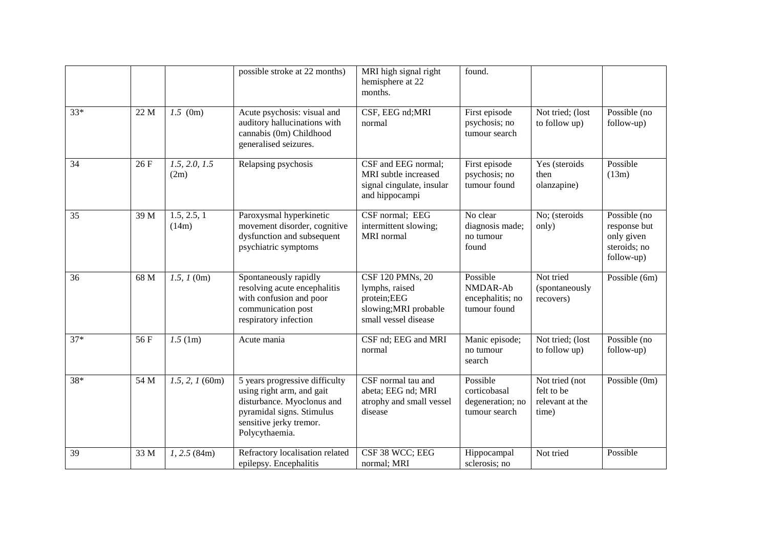| | | | possible stroke at 22 months) | MRI high signal right hemisphere at 22 months. | found. | | |
|---|---|---|---|---|---|---|---|
| 33* | 22 M | *1.5* (0m) | Acute psychosis: visual and auditory hallucinations with cannabis (0m) Childhood generalised seizures. | CSF, EEG nd;MRI normal | First episode psychosis; no tumour search | Not tried; (lost to follow up) | Possible (no follow-up) |
| 34 | 26 F | *1.5, 2.0, 1.5* (2m) | Relapsing psychosis | CSF and EEG normal; MRI subtle increased signal cingulate, insular and hippocampi | First episode psychosis; no tumour found | Yes (steroids then olanzapine) | Possible (13m) |
| 35 | 39 M | 1.5, 2.5, 1 (14m) | Paroxysmal hyperkinetic movement disorder, cognitive dysfunction and subsequent psychiatric symptoms | CSF normal; EEG intermittent slowing; MRI normal | No clear diagnosis made; no tumour found | No; (steroids only) | Possible (no response but only given steroids; no follow-up) |
| 36 | 68 M | *1.5, 1* (0m) | Spontaneously rapidly resolving acute encephalitis with confusion and poor communication post respiratory infection | CSF 120 PMNs, 20 lymphs, raised protein;EEG slowing;MRI probable small vessel disease | Possible NMDAR-Ab encephalitis; no tumour found | Not tried (spontaneously recovers) | Possible (6m) |
| 37* | 56 F | *1.5* (1m) | Acute mania | CSF nd; EEG and MRI normal | Manic episode; no tumour search | Not tried; (lost to follow up) | Possible (no follow-up) |
| 38* | 54 M | *1.5, 2, 1* (60m) | 5 years progressive difficulty using right arm, and gait disturbance. Myoclonus and pyramidal signs. Stimulus sensitive jerky tremor. Polycythaemia. | CSF normal tau and abeta; EEG nd; MRI atrophy and small vessel disease | Possible corticobasal degeneration; no tumour search | Not tried (not felt to be relevant at the time) | Possible (0m) |
| 39 | 33 M | *1, 2.5* (84m) | Refractory localisation related epilepsy. Encephalitis | CSF 38 WCC; EEG normal; MRI | Hippocampal sclerosis; no | Not tried | Possible |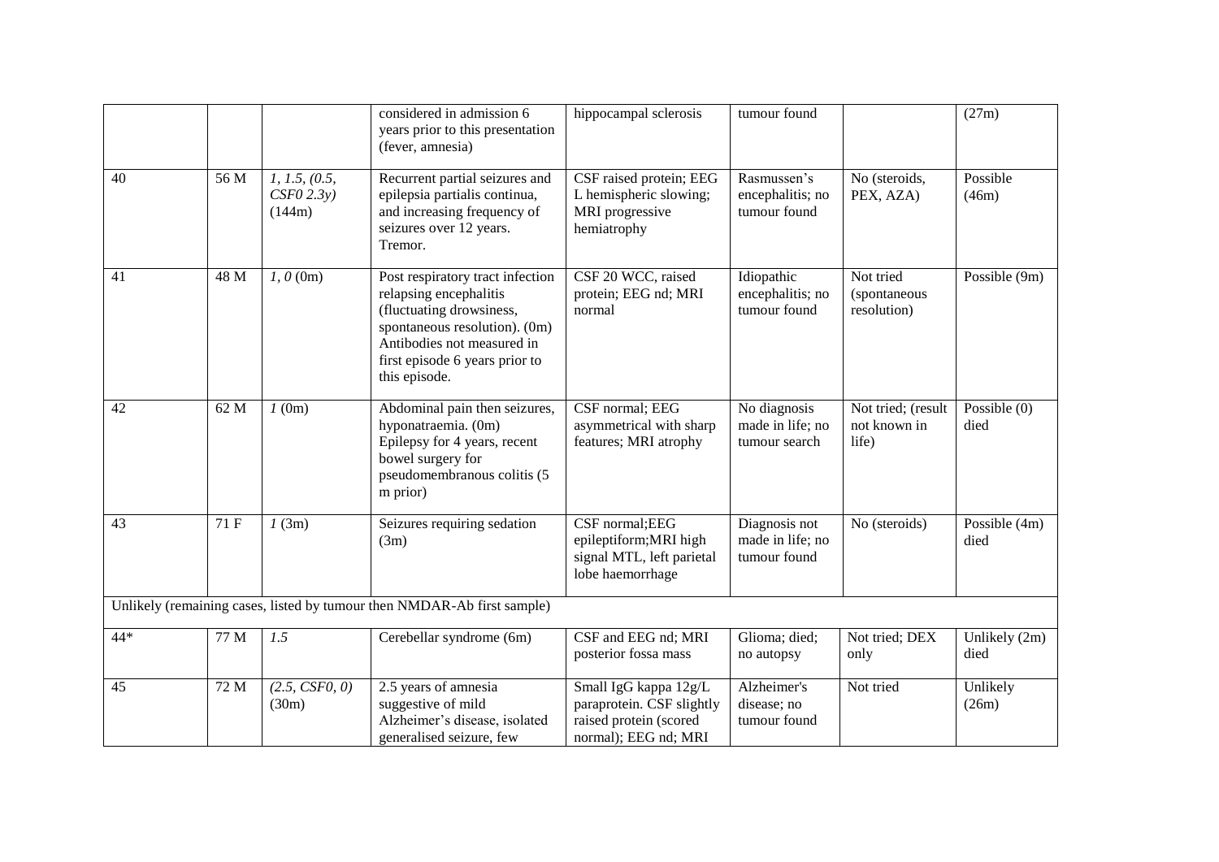| | | | considered in admission 6 years prior to this presentation (fever, amnesia) | hippocampal sclerosis | tumour found | | (27m) |
|---|---|---|---|---|---|---|---|
| 40 | 56 M | *1, 1.5, (0.5, CSF0 2.3y)* (144m) | Recurrent partial seizures and epilepsia partialis continua, and increasing frequency of seizures over 12 years. Tremor. | CSF raised protein; EEG L hemispheric slowing; MRI progressive hemiatrophy | Rasmussen's encephalitis; no tumour found | No (steroids, PEX, AZA) | Possible (46m) |
| 41 | 48 M | *1, 0* (0m) | Post respiratory tract infection relapsing encephalitis (fluctuating drowsiness, spontaneous resolution). (0m) Antibodies not measured in first episode 6 years prior to this episode. | CSF 20 WCC, raised protein; EEG nd; MRI normal | Idiopathic encephalitis; no tumour found | Not tried (spontaneous resolution) | Possible (9m) |
| 42 | 62 M | *1* (0m) | Abdominal pain then seizures, hyponatraemia. (0m) Epilepsy for 4 years, recent bowel surgery for pseudomembranous colitis (5 m prior) | CSF normal; EEG asymmetrical with sharp features; MRI atrophy | No diagnosis made in life; no tumour search | Not tried; (result not known in life) | Possible (0) died |
| 43 | 71 F | *1* (3m) | Seizures requiring sedation (3m) | CSF normal;EEG epileptiform;MRI high signal MTL, left parietal lobe haemorrhage | Diagnosis not made in life; no tumour found | No (steroids) | Possible (4m) died |
| Unlikely (remaining cases, listed by tumour then NMDAR-Ab first sample) | | | | | | | |
| 44* | 77 M | *1.5* | Cerebellar syndrome (6m) | CSF and EEG nd; MRI posterior fossa mass | Glioma; died; no autopsy | Not tried; DEX only | Unlikely (2m) died |
| 45 | 72 M | *(2.5, CSF0, 0)* (30m) | 2.5 years of amnesia suggestive of mild Alzheimer's disease, isolated generalised seizure, few | Small IgG kappa 12g/L paraprotein. CSF slightly raised protein (scored normal); EEG nd; MRI | Alzheimer's disease; no tumour found | Not tried | Unlikely (26m) |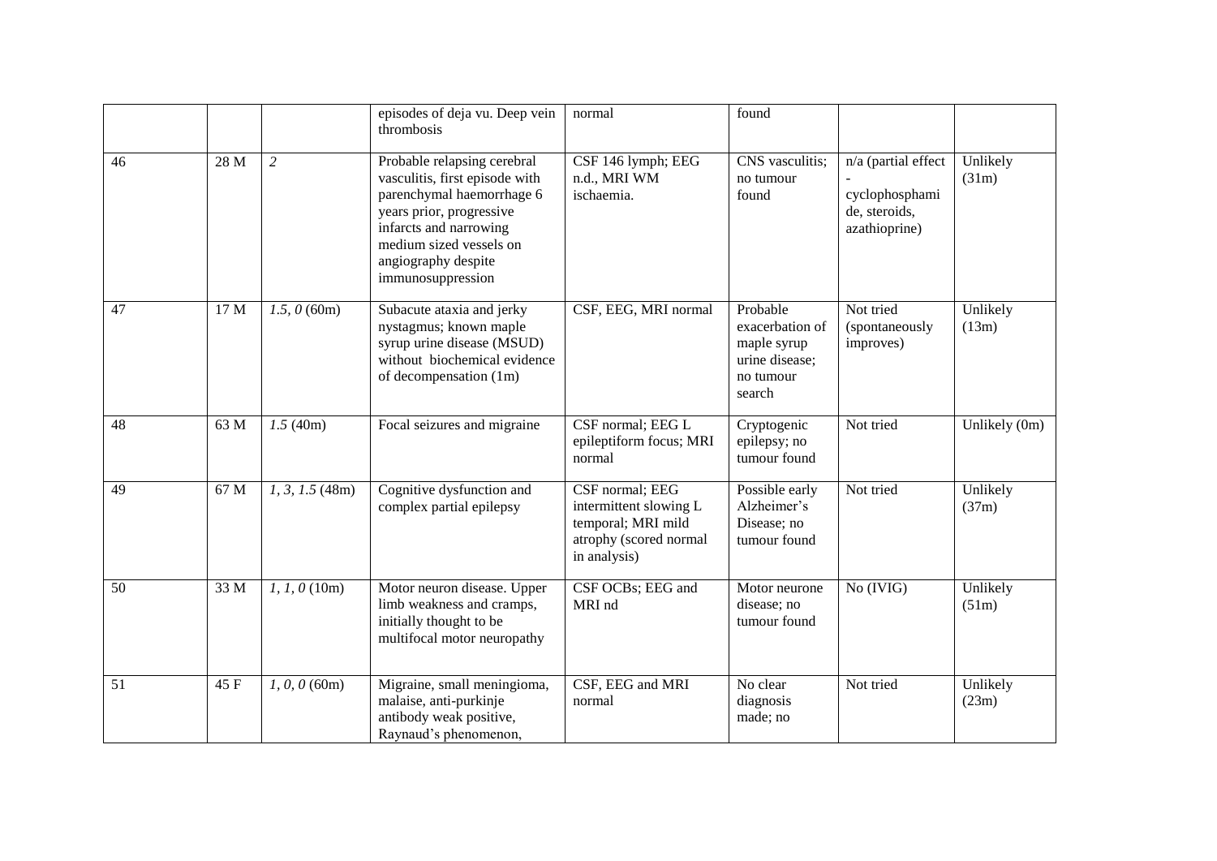| | | | | | | | |
|---|---|---|---|---|---|---|---|
| | | | episodes of deja vu. Deep vein thrombosis | normal | found | | |
| 46 | 28 M | *2* | Probable relapsing cerebral vasculitis, first episode with parenchymal haemorrhage 6 years prior, progressive infarcts and narrowing medium sized vessels on angiography despite immunosuppression | CSF 146 lymph; EEG n.d., MRI WM ischaemia. | CNS vasculitis; no tumour found | n/a (partial effect - cyclophosphamide, steroids, azathioprine) | Unlikely (31m) |
| 47 | 17 M | *1.5, 0* (60m) | Subacute ataxia and jerky nystagmus; known maple syrup urine disease (MSUD) without biochemical evidence of decompensation (1m) | CSF, EEG, MRI normal | Probable exacerbation of maple syrup urine disease; no tumour search | Not tried (spontaneously improves) | Unlikely (13m) |
| 48 | 63 M | *1.5* (40m) | Focal seizures and migraine | CSF normal; EEG L epileptiform focus; MRI normal | Cryptogenic epilepsy; no tumour found | Not tried | Unlikely (0m) |
| 49 | 67 M | *1, 3, 1.5* (48m) | Cognitive dysfunction and complex partial epilepsy | CSF normal; EEG intermittent slowing L temporal; MRI mild atrophy (scored normal in analysis) | Possible early Alzheimer's Disease; no tumour found | Not tried | Unlikely (37m) |
| 50 | 33 M | *1, 1, 0* (10m) | Motor neuron disease. Upper limb weakness and cramps, initially thought to be multifocal motor neuropathy | CSF OCBs; EEG and MRI nd | Motor neurone disease; no tumour found | No (IVIG) | Unlikely (51m) |
| 51 | 45 F | *1, 0, 0* (60m) | Migraine, small meningioma, malaise, anti-purkinje antibody weak positive, Raynaud's phenomenon, | CSF, EEG and MRI normal | No clear diagnosis made; no | Not tried | Unlikely (23m) |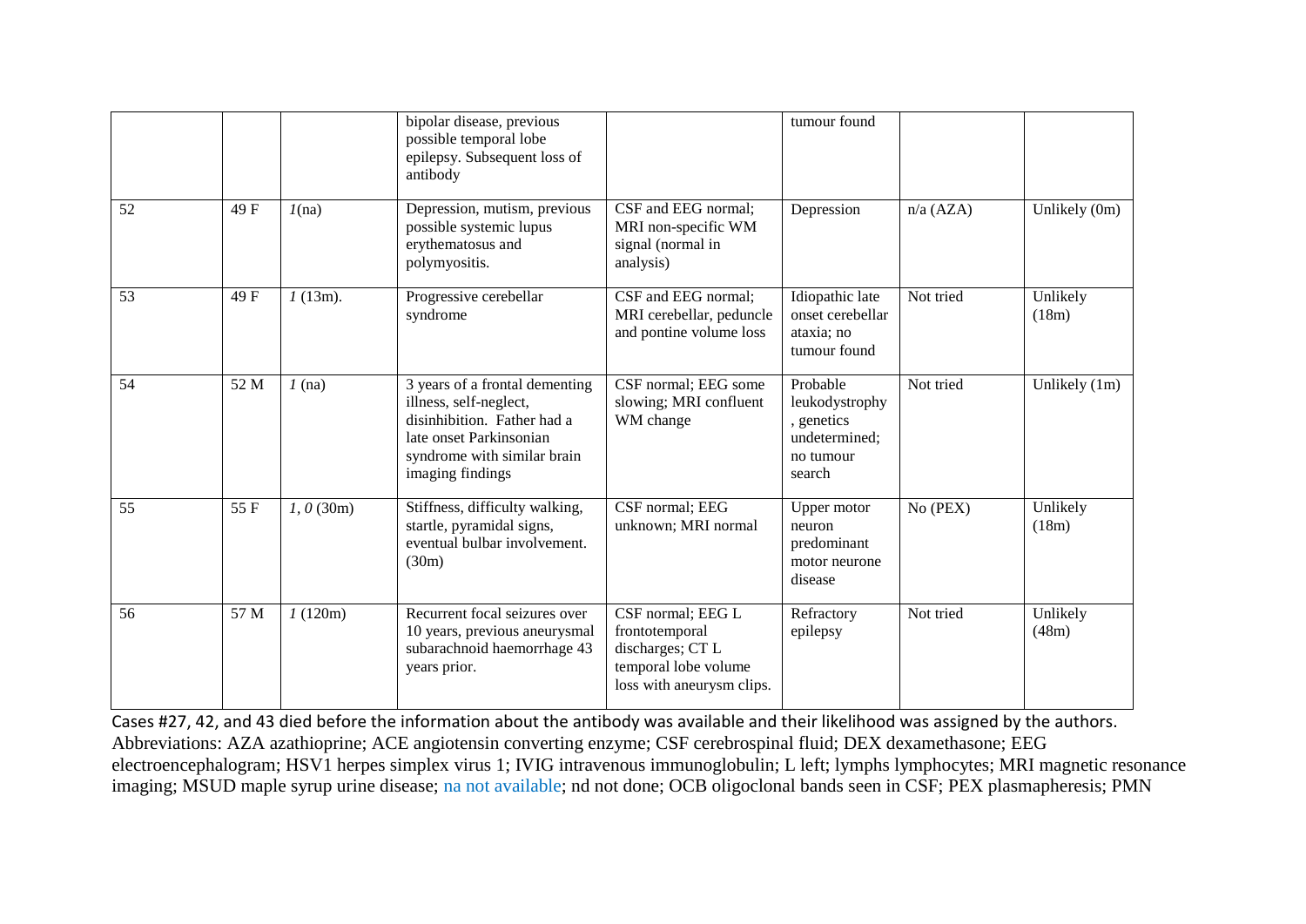| | | | | | | | |
|---|---|---|---|---|---|---|---|
| | | | bipolar disease, previous possible temporal lobe epilepsy. Subsequent loss of antibody | | tumour found | | |
| 52 | 49 F | *1*(na) | Depression, mutism, previous possible systemic lupus erythematosus and polymyositis. | CSF and EEG normal; MRI non-specific WM signal (normal in analysis) | Depression | n/a (AZA) | Unlikely (0m) |
| 53 | 49 F | *1* (13m). | Progressive cerebellar syndrome | CSF and EEG normal; MRI cerebellar, peduncle and pontine volume loss | Idiopathic late onset cerebellar ataxia; no tumour found | Not tried | Unlikely (18m) |
| 54 | 52 M | *1* (na) | 3 years of a frontal dementing illness, self-neglect, disinhibition. Father had a late onset Parkinsonian syndrome with similar brain imaging findings | CSF normal; EEG some slowing; MRI confluent WM change | Probable leukodystrophy , genetics undetermined; no tumour search | Not tried | Unlikely (1m) |
| 55 | 55 F | *1*, *0* (30m) | Stiffness, difficulty walking, startle, pyramidal signs, eventual bulbar involvement. (30m) | CSF normal; EEG unknown; MRI normal | Upper motor neuron predominant motor neurone disease | No (PEX) | Unlikely (18m) |
| 56 | 57 M | *1* (120m) | Recurrent focal seizures over 10 years, previous aneurysmal subarachnoid haemorrhage 43 years prior. | CSF normal; EEG L frontotemporal discharges; CT L temporal lobe volume loss with aneurysm clips. | Refractory epilepsy | Not tried | Unlikely (48m) |

Cases #27, 42, and 43 died before the information about the antibody was available and their likelihood was assigned by the authors.
Abbreviations: AZA azathioprine; ACE angiotensin converting enzyme; CSF cerebrospinal fluid; DEX dexamethasone; EEG electroencephalogram; HSV1 herpes simplex virus 1; IVIG intravenous immunoglobulin; L left; lymphs lymphocytes; MRI magnetic resonance imaging; MSUD maple syrup urine disease; na not available; nd not done; OCB oligoclonal bands seen in CSF; PEX plasmapheresis; PMN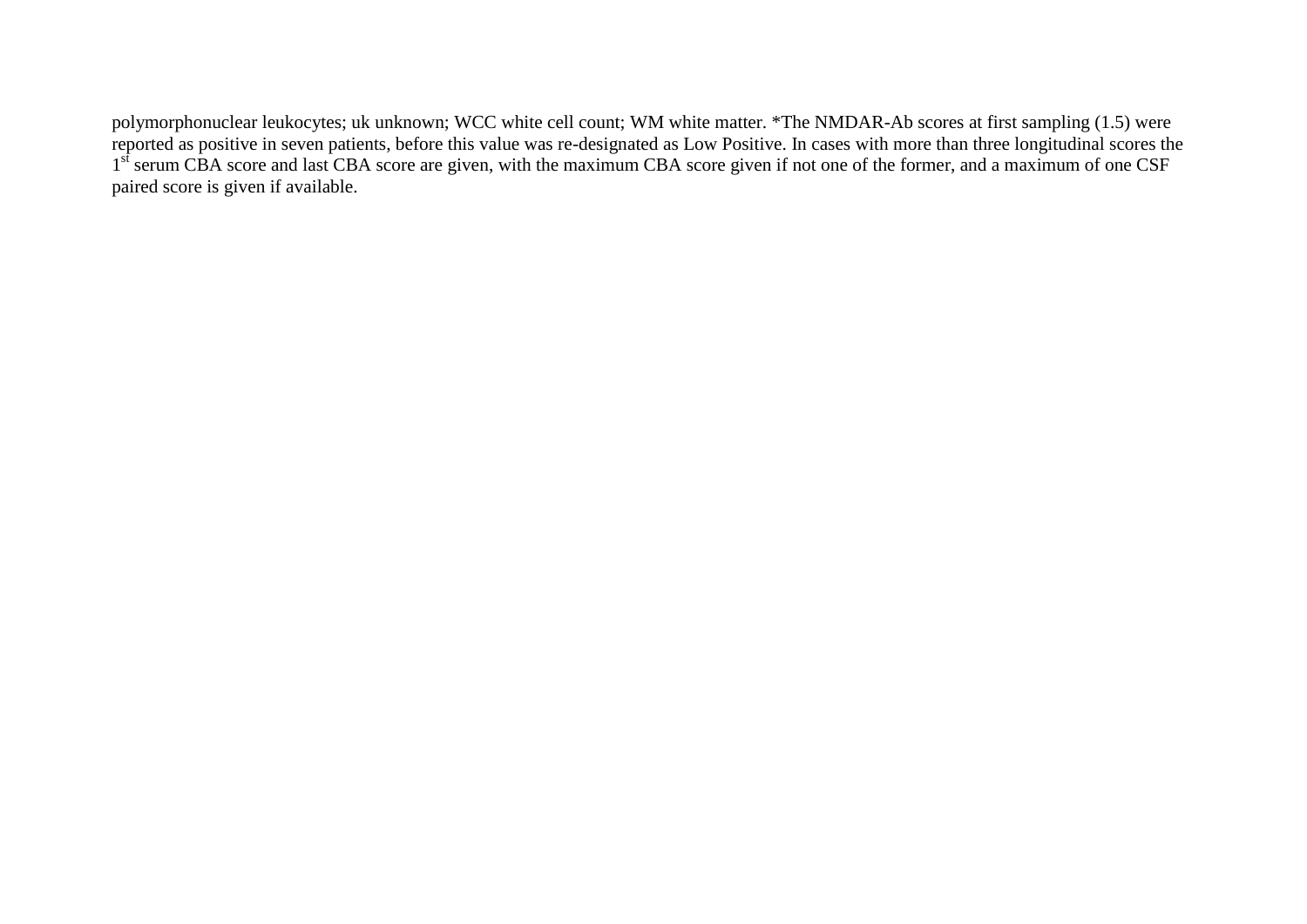polymorphonuclear leukocytes; uk unknown; WCC white cell count; WM white matter. *The NMDAR-Ab scores at first sampling (1.5) were reported as positive in seven patients, before this value was re-designated as Low Positive. In cases with more than three longitudinal scores the 1$^{st}$ serum CBA score and last CBA score are given, with the maximum CBA score given if not one of the former, and a maximum of one CSF paired score is given if available.